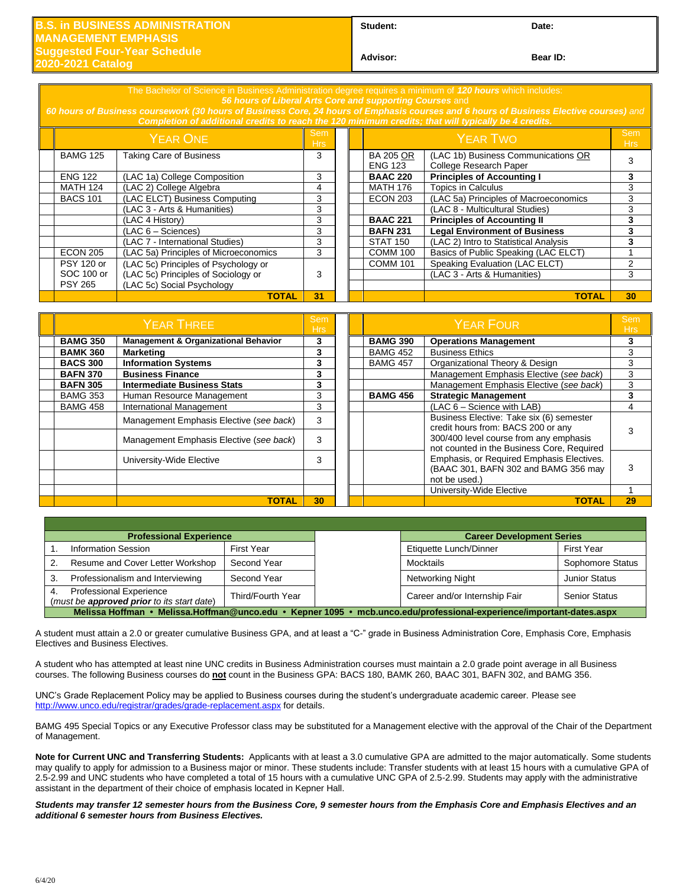# B.S. in BUSINESS ADMINISTRATION MANAGEMENT EMPHASIS Suggested Four-Year Schedule 2020-2021 Catalog

| Student: | Date: |
|---|---|
| Advisor: | Bear ID: |

The Bachelor of Science in Business Administration degree requires a minimum of ***120 hours*** which includes:
***56 hours of Liberal Arts Core and supporting Courses*** and
***60 hours of Business coursework (30 hours of Business Core, 24 hours of Emphasis courses and 6 hours of Business Elective courses)*** and
***Completion of additional credits to reach the 120 minimum credits; that will typically be 4 credits.***

| | Year One | | Sem Hrs | | | Year Two | | Sem Hrs |
|---|---|---|---|---|---|---|---|---|
| | BAMG 125 | Taking Care of Business | 3 | | | BA 205 OR ENG 123 | (LAC 1b) Business Communications OR College Research Paper | 3 |
| | ENG 122 | (LAC 1a) College Composition | 3 | | | **BAAC 220** | **Principles of Accounting I** | **3** |
| | MATH 124 | (LAC 2) College Algebra | 4 | | | MATH 176 | Topics in Calculus | 3 |
| | BACS 101 | (LAC ELCT) Business Computing | 3 | | | ECON 203 | (LAC 5a) Principles of Macroeconomics | 3 |
| | | (LAC 3 - Arts & Humanities) | 3 | | | | (LAC 8 - Multicultural Studies) | 3 |
| | | (LAC 4 History) | 3 | | | **BAAC 221** | **Principles of Accounting II** | **3** |
| | | (LAC 6 – Sciences) | 3 | | | **BAFN 231** | **Legal Environment of Business** | **3** |
| | | (LAC 7 - International Studies) | 3 | | | STAT 150 | (LAC 2) Intro to Statistical Analysis | **3** |
| | ECON 205 | (LAC 5a) Principles of Microeconomics | 3 | | | COMM 100 | Basics of Public Speaking (LAC ELCT) | 1 |
| | PSY 120 or SOC 100 or PSY 265 | (LAC 5c) Principles of Psychology or (LAC 5c) Principles of Sociology or (LAC 5c) Social Psychology | 3 | | | COMM 101 | Speaking Evaluation (LAC ELCT) | 2 |
| | | | | | | | (LAC 3 - Arts & Humanities) | 3 |
| | | **TOTAL** | **31** | | | | **TOTAL** | **30** |

| | Year Three | | Sem Hrs | | | Year Four | | Sem Hrs |
|---|---|---|---|---|---|---|---|---|
| | **BAMG 350** | **Management & Organizational Behavior** | **3** | | | **BAMG 390** | **Operations Management** | **3** |
| | **BAMK 360** | **Marketing** | **3** | | | BAMG 452 | Business Ethics | 3 |
| | **BACS 300** | **Information Systems** | **3** | | | BAMG 457 | Organizational Theory & Design | 3 |
| | **BAFN 370** | **Business Finance** | **3** | | | | Management Emphasis Elective (*see back*) | 3 |
| | **BAFN 305** | **Intermediate Business Stats** | **3** | | | | Management Emphasis Elective (*see back*) | 3 |
| | BAMG 353 | Human Resource Management | 3 | | | **BAMG 456** | **Strategic Management** | **3** |
| | BAMG 458 | International Management | 3 | | | | (LAC 6 – Science with LAB) | 4 |
| | | Management Emphasis Elective (*see back*) | 3 | | | | Business Elective: Take six (6) semester credit hours from: BACS 200 or any 300/400 level course from any emphasis not counted in the Business Core, Required Emphasis, or Required Emphasis Electives. (BAAC 301, BAFN 302 and BAMG 356 may not be used.) | 3 |
| | | Management Emphasis Elective (*see back*) | 3 | | | | | |
| | | University-Wide Elective | 3 | | | | | 3 |
| | | | | | | | | |
| | | | | | | | University-Wide Elective | 1 |
| | | **TOTAL** | **30** | | | | **TOTAL** | **29** |

| Professional Experience | | | Career Development Series | |
|---|---|---|---|---|
| 1. Information Session | First Year | | Etiquette Lunch/Dinner | First Year |
| 2. Resume and Cover Letter Workshop | Second Year | | Mocktails | Sophomore Status |
| 3. Professionalism and Interviewing | Second Year | | Networking Night | Junior Status |
| 4. Professional Experience (*must be **approved** prior to its start date*) | Third/Fourth Year | | Career and/or Internship Fair | Senior Status |

**Melissa Hoffman • Melissa.Hoffman@unco.edu • Kepner 1095 • mcb.unco.edu/professional-experience/important-dates.aspx**

A student must attain a 2.0 or greater cumulative Business GPA, and at least a "C-" grade in Business Administration Core, Emphasis Core, Emphasis Electives and Business Electives.

A student who has attempted at least nine UNC credits in Business Administration courses must maintain a 2.0 grade point average in all Business courses. The following Business courses do **not** count in the Business GPA: BACS 180, BAMK 260, BAAC 301, BAFN 302, and BAMG 356.

UNC's Grade Replacement Policy may be applied to Business courses during the student's undergraduate academic career. Please see http://www.unco.edu/registrar/grades/grade-replacement.aspx for details.

BAMG 495 Special Topics or any Executive Professor class may be substituted for a Management elective with the approval of the Chair of the Department of Management.

**Note for Current UNC and Transferring Students:** Applicants with at least a 3.0 cumulative GPA are admitted to the major automatically. Some students may qualify to apply for admission to a Business major or minor. These students include: Transfer students with at least 15 hours with a cumulative GPA of 2.5-2.99 and UNC students who have completed a total of 15 hours with a cumulative UNC GPA of 2.5-2.99. Students may apply with the administrative assistant in the department of their choice of emphasis located in Kepner Hall.

***Students may transfer 12 semester hours from the Business Core, 9 semester hours from the Emphasis Core and Emphasis Electives and an additional 6 semester hours from Business Electives.***

6/4/20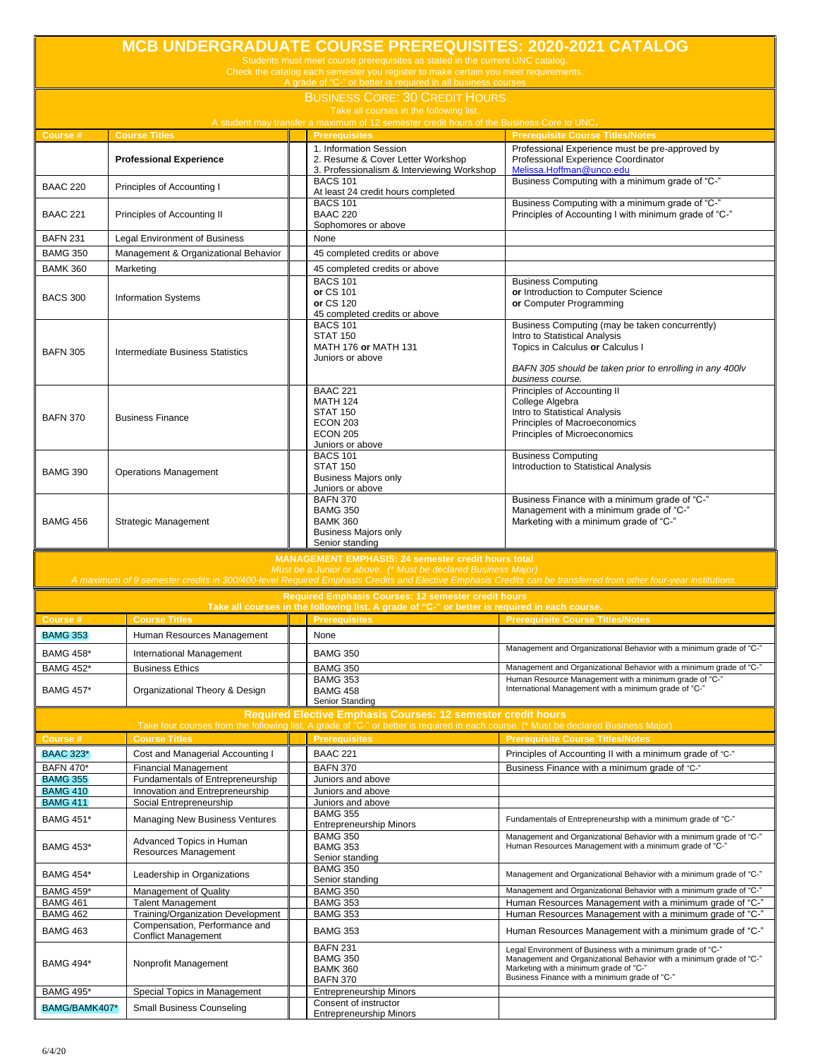# MCB UNDERGRADUATE COURSE PREREQUISITES: 2020-2021 CATALOG

Students must meet course prerequisites as stated in the current UNC catalog.
Check the catalog each semester you register to make certain you meet requirements.
A grade of "C-" or better is required in all business courses

## BUSINESS CORE: 30 CREDIT HOURS

Take all courses in the following list.
A student may transfer a maximum of 12 semester credit hours of the Business Core to UNC.

| Course # | Course Titles | | Prerequisites | Prerequisite Course Titles/Notes |
|---|---|---|---|---|
| | **Professional Experience** | | 1. Information Session<br>2. Resume & Cover Letter Workshop<br>3. Professionalism & Interviewing Workshop | Professional Experience must be pre-approved by Professional Experience Coordinator Melissa.Hoffman@unco.edu |
| BAAC 220 | Principles of Accounting I | | BACS 101<br>At least 24 credit hours completed | Business Computing with a minimum grade of "C-" |
| BAAC 221 | Principles of Accounting II | | BACS 101<br>BAAC 220<br>Sophomores or above | Business Computing with a minimum grade of "C-"<br>Principles of Accounting I with minimum grade of "C-" |
| BAFN 231 | Legal Environment of Business | | None | |
| BAMG 350 | Management & Organizational Behavior | | 45 completed credits or above | |
| BAMK 360 | Marketing | | 45 completed credits or above | |
| BACS 300 | Information Systems | | BACS 101<br>**or** CS 101<br>**or** CS 120<br>45 completed credits or above | Business Computing<br>**or** Introduction to Computer Science<br>**or** Computer Programming |
| BAFN 305 | Intermediate Business Statistics | | BACS 101<br>STAT 150<br>MATH 176 **or** MATH 131<br>Juniors or above | Business Computing (may be taken concurrently)<br>Intro to Statistical Analysis<br>Topics in Calculus **or** Calculus I<br><br>*BAFN 305 should be taken prior to enrolling in any 400lv business course.* |
| BAFN 370 | Business Finance | | BAAC 221<br>MATH 124<br>STAT 150<br>ECON 203<br>ECON 205<br>Juniors or above | Principles of Accounting II<br>College Algebra<br>Intro to Statistical Analysis<br>Principles of Macroeconomics<br>Principles of Microeconomics |
| BAMG 390 | Operations Management | | BACS 101<br>STAT 150<br>Business Majors only<br>Juniors or above | Business Computing<br>Introduction to Statistical Analysis |
| BAMG 456 | Strategic Management | | BAFN 370<br>BAMG 350<br>BAMK 360<br>Business Majors only<br>Senior standing | Business Finance with a minimum grade of "C-"<br>Management with a minimum grade of "C-"<br>Marketing with a minimum grade of "C-" |

## MANAGEMENT EMPHASIS: 24 semester credit hours total

*Must be a Junior or above. (* Must be declared Business Major)*
*A maximum of 9 semester credits in 300/400-level Required Emphasis Credits and Elective Emphasis Credits can be transferred from other four-year institutions.*

### Required Emphasis Courses: 12 semester credit hours

Take all courses in the following list. A grade of "C-" or better is required in each course.

| Course # | Course Titles | | Prerequisites | Prerequisite Course Titles/Notes |
|---|---|---|---|---|
| BAMG 353 | Human Resources Management | | None | |
| BAMG 458* | International Management | | BAMG 350 | Management and Organizational Behavior with a minimum grade of "C-" |
| BAMG 452* | Business Ethics | | BAMG 350 | Management and Organizational Behavior with a minimum grade of "C-" |
| BAMG 457* | Organizational Theory & Design | | BAMG 353<br>BAMG 458<br>Senior Standing | Human Resource Management with a minimum grade of "C-"<br>International Management with a minimum grade of "C-" |

### Required Elective Emphasis Courses: 12 semester credit hours

Take four courses from the following list. A grade of "C-" or better is required in each course. (* Must be declared Business Major)

| Course # | Course Titles | | Prerequisites | Prerequisite Course Titles/Notes |
|---|---|---|---|---|
| BAAC 323* | Cost and Managerial Accounting I | | BAAC 221 | Principles of Accounting II with a minimum grade of "C-" |
| BAFN 470* | Financial Management | | BAFN 370 | Business Finance with a minimum grade of "C-" |
| BAMG 355 | Fundamentals of Entrepreneurship | | Juniors and above | |
| BAMG 410 | Innovation and Entrepreneurship | | Juniors and above | |
| BAMG 411 | Social Entrepreneurship | | Juniors and above | |
| BAMG 451* | Managing New Business Ventures | | BAMG 355<br>Entrepreneurship Minors | Fundamentals of Entrepreneurship with a minimum grade of "C-" |
| BAMG 453* | Advanced Topics in Human Resources Management | | BAMG 350<br>BAMG 353<br>Senior standing | Management and Organizational Behavior with a minimum grade of "C-"<br>Human Resources Management with a minimum grade of "C-" |
| BAMG 454* | Leadership in Organizations | | BAMG 350<br>Senior standing | Management and Organizational Behavior with a minimum grade of "C-" |
| BAMG 459* | Management of Quality | | BAMG 350 | Management and Organizational Behavior with a minimum grade of "C-" |
| BAMG 461 | Talent Management | | BAMG 353 | Human Resources Management with a minimum grade of "C-" |
| BAMG 462 | Training/Organization Development | | BAMG 353 | Human Resources Management with a minimum grade of "C-" |
| BAMG 463 | Compensation, Performance and Conflict Management | | BAMG 353 | Human Resources Management with a minimum grade of "C-" |
| BAMG 494* | Nonprofit Management | | BAFN 231<br>BAMG 350<br>BAMK 360<br>BAFN 370 | Legal Environment of Business with a minimum grade of "C-"<br>Management and Organizational Behavior with a minimum grade of "C-"<br>Marketing with a minimum grade of "C-"<br>Business Finance with a minimum grade of "C-" |
| BAMG 495* | Special Topics in Management | | Entrepreneurship Minors | |
| BAMG/BAMK407* | Small Business Counseling | | Consent of instructor<br>Entrepreneurship Minors | |

6/4/20